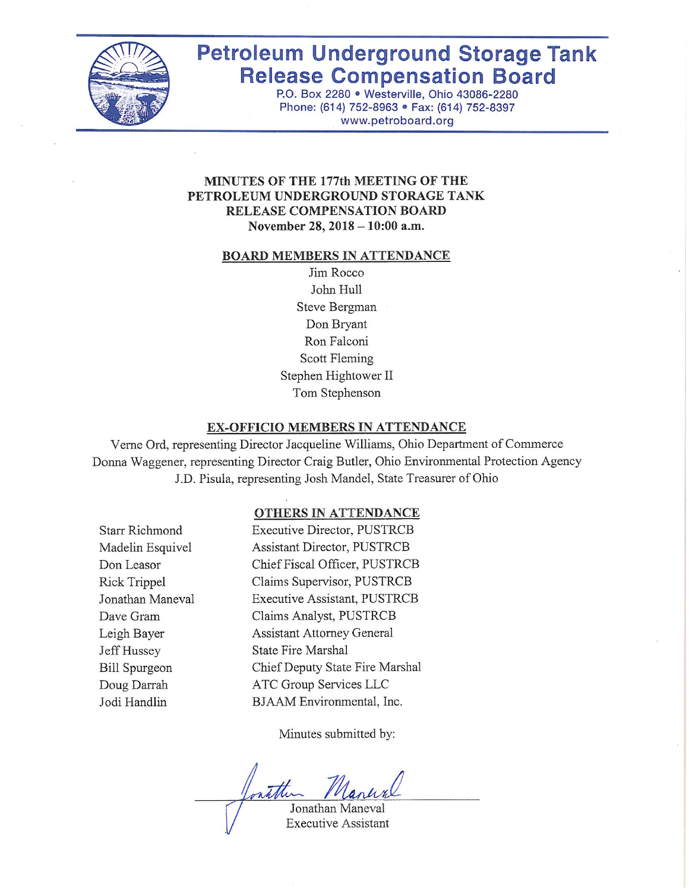# Petroleum Underground Storage Tank Release Compensation Board

P.O. Box 2280 • Westerville, Ohio 43086-2280
Phone: (614) 752-8963 • Fax: (614) 752-8397
www.petroboard.org

## MINUTES OF THE 177th MEETING OF THE PETROLEUM UNDERGROUND STORAGE TANK RELEASE COMPENSATION BOARD

**November 28, 2018 – 10:00 a.m.**

### BOARD MEMBERS IN ATTENDANCE

Jim Rocco
John Hull
Steve Bergman
Don Bryant
Ron Falconi
Scott Fleming
Stephen Hightower II
Tom Stephenson

### EX-OFFICIO MEMBERS IN ATTENDANCE

Verne Ord, representing Director Jacqueline Williams, Ohio Department of Commerce
Donna Waggener, representing Director Craig Butler, Ohio Environmental Protection Agency
J.D. Pisula, representing Josh Mandel, State Treasurer of Ohio

### OTHERS IN ATTENDANCE

| | |
|---|---|
| Starr Richmond | Executive Director, PUSTRCB |
| Madelin Esquivel | Assistant Director, PUSTRCB |
| Don Leasor | Chief Fiscal Officer, PUSTRCB |
| Rick Trippel | Claims Supervisor, PUSTRCB |
| Jonathan Maneval | Executive Assistant, PUSTRCB |
| Dave Gram | Claims Analyst, PUSTRCB |
| Leigh Bayer | Assistant Attorney General |
| Jeff Hussey | State Fire Marshal |
| Bill Spurgeon | Chief Deputy State Fire Marshal |
| Doug Darrah | ATC Group Services LLC |
| Jodi Handlin | BJAAM Environmental, Inc. |

Minutes submitted by:

Jonathan Maneval
Executive Assistant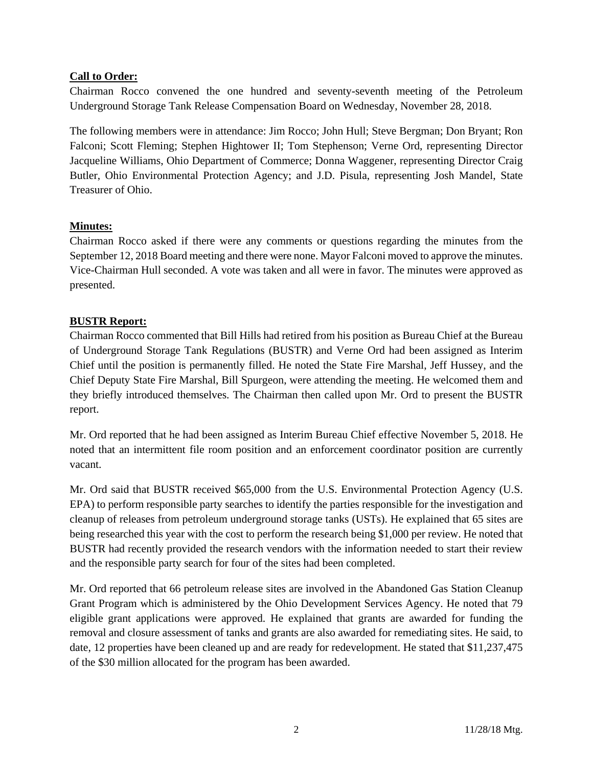**Call to Order:**

Chairman Rocco convened the one hundred and seventy-seventh meeting of the Petroleum Underground Storage Tank Release Compensation Board on Wednesday, November 28, 2018.

The following members were in attendance: Jim Rocco; John Hull; Steve Bergman; Don Bryant; Ron Falconi; Scott Fleming; Stephen Hightower II; Tom Stephenson; Verne Ord, representing Director Jacqueline Williams, Ohio Department of Commerce; Donna Waggener, representing Director Craig Butler, Ohio Environmental Protection Agency; and J.D. Pisula, representing Josh Mandel, State Treasurer of Ohio.

**Minutes:**

Chairman Rocco asked if there were any comments or questions regarding the minutes from the September 12, 2018 Board meeting and there were none. Mayor Falconi moved to approve the minutes. Vice-Chairman Hull seconded. A vote was taken and all were in favor. The minutes were approved as presented.

**BUSTR Report:**

Chairman Rocco commented that Bill Hills had retired from his position as Bureau Chief at the Bureau of Underground Storage Tank Regulations (BUSTR) and Verne Ord had been assigned as Interim Chief until the position is permanently filled. He noted the State Fire Marshal, Jeff Hussey, and the Chief Deputy State Fire Marshal, Bill Spurgeon, were attending the meeting. He welcomed them and they briefly introduced themselves. The Chairman then called upon Mr. Ord to present the BUSTR report.

Mr. Ord reported that he had been assigned as Interim Bureau Chief effective November 5, 2018. He noted that an intermittent file room position and an enforcement coordinator position are currently vacant.

Mr. Ord said that BUSTR received $65,000 from the U.S. Environmental Protection Agency (U.S. EPA) to perform responsible party searches to identify the parties responsible for the investigation and cleanup of releases from petroleum underground storage tanks (USTs). He explained that 65 sites are being researched this year with the cost to perform the research being $1,000 per review. He noted that BUSTR had recently provided the research vendors with the information needed to start their review and the responsible party search for four of the sites had been completed.

Mr. Ord reported that 66 petroleum release sites are involved in the Abandoned Gas Station Cleanup Grant Program which is administered by the Ohio Development Services Agency. He noted that 79 eligible grant applications were approved. He explained that grants are awarded for funding the removal and closure assessment of tanks and grants are also awarded for remediating sites. He said, to date, 12 properties have been cleaned up and are ready for redevelopment. He stated that $11,237,475 of the $30 million allocated for the program has been awarded.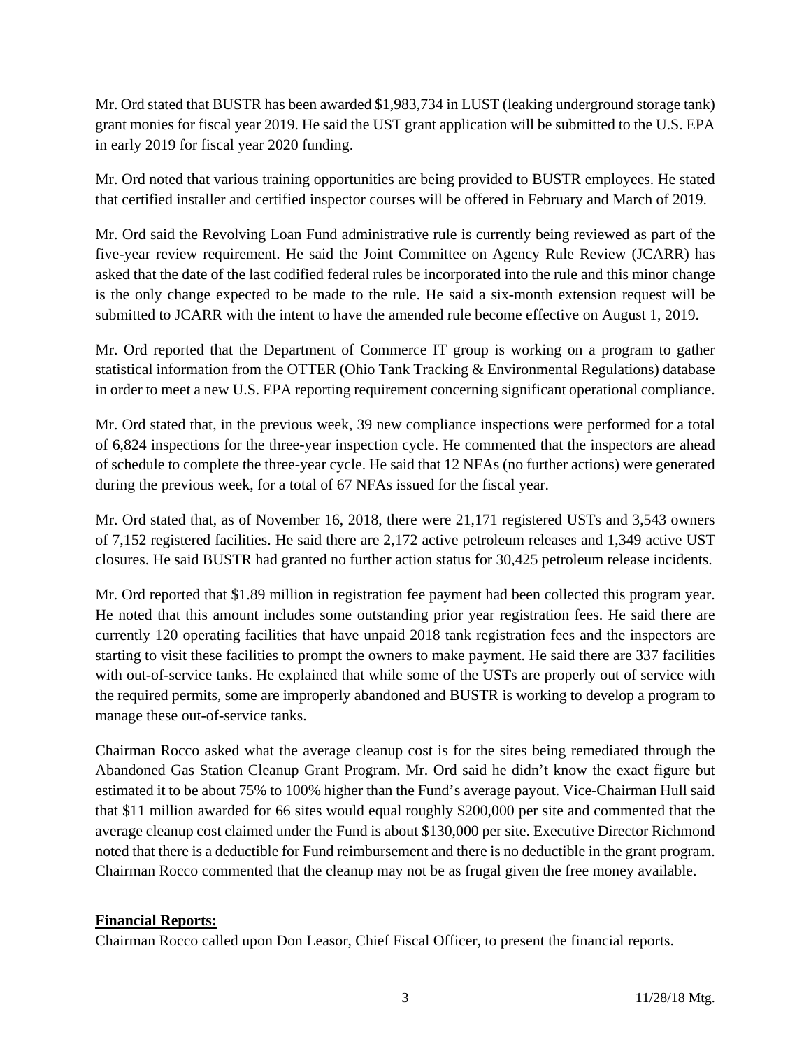Mr. Ord stated that BUSTR has been awarded $1,983,734 in LUST (leaking underground storage tank) grant monies for fiscal year 2019. He said the UST grant application will be submitted to the U.S. EPA in early 2019 for fiscal year 2020 funding.

Mr. Ord noted that various training opportunities are being provided to BUSTR employees. He stated that certified installer and certified inspector courses will be offered in February and March of 2019.

Mr. Ord said the Revolving Loan Fund administrative rule is currently being reviewed as part of the five-year review requirement. He said the Joint Committee on Agency Rule Review (JCARR) has asked that the date of the last codified federal rules be incorporated into the rule and this minor change is the only change expected to be made to the rule. He said a six-month extension request will be submitted to JCARR with the intent to have the amended rule become effective on August 1, 2019.

Mr. Ord reported that the Department of Commerce IT group is working on a program to gather statistical information from the OTTER (Ohio Tank Tracking & Environmental Regulations) database in order to meet a new U.S. EPA reporting requirement concerning significant operational compliance.

Mr. Ord stated that, in the previous week, 39 new compliance inspections were performed for a total of 6,824 inspections for the three-year inspection cycle. He commented that the inspectors are ahead of schedule to complete the three-year cycle. He said that 12 NFAs (no further actions) were generated during the previous week, for a total of 67 NFAs issued for the fiscal year.

Mr. Ord stated that, as of November 16, 2018, there were 21,171 registered USTs and 3,543 owners of 7,152 registered facilities. He said there are 2,172 active petroleum releases and 1,349 active UST closures. He said BUSTR had granted no further action status for 30,425 petroleum release incidents.

Mr. Ord reported that $1.89 million in registration fee payment had been collected this program year. He noted that this amount includes some outstanding prior year registration fees. He said there are currently 120 operating facilities that have unpaid 2018 tank registration fees and the inspectors are starting to visit these facilities to prompt the owners to make payment. He said there are 337 facilities with out-of-service tanks. He explained that while some of the USTs are properly out of service with the required permits, some are improperly abandoned and BUSTR is working to develop a program to manage these out-of-service tanks.

Chairman Rocco asked what the average cleanup cost is for the sites being remediated through the Abandoned Gas Station Cleanup Grant Program. Mr. Ord said he didn't know the exact figure but estimated it to be about 75% to 100% higher than the Fund's average payout. Vice-Chairman Hull said that $11 million awarded for 66 sites would equal roughly $200,000 per site and commented that the average cleanup cost claimed under the Fund is about $130,000 per site. Executive Director Richmond noted that there is a deductible for Fund reimbursement and there is no deductible in the grant program. Chairman Rocco commented that the cleanup may not be as frugal given the free money available.

**Financial Reports:**

Chairman Rocco called upon Don Leasor, Chief Fiscal Officer, to present the financial reports.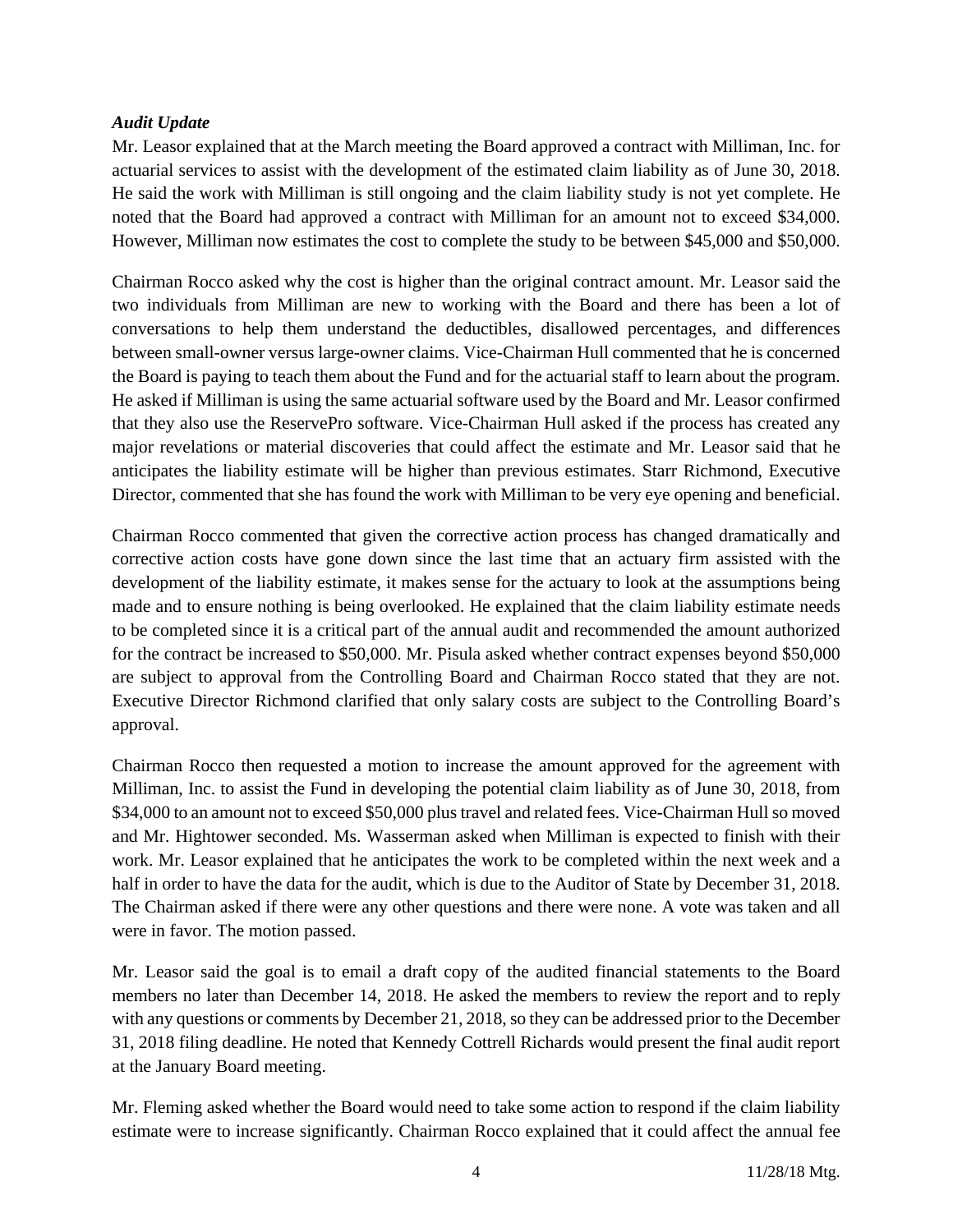***Audit Update***

Mr. Leasor explained that at the March meeting the Board approved a contract with Milliman, Inc. for actuarial services to assist with the development of the estimated claim liability as of June 30, 2018. He said the work with Milliman is still ongoing and the claim liability study is not yet complete. He noted that the Board had approved a contract with Milliman for an amount not to exceed $34,000. However, Milliman now estimates the cost to complete the study to be between $45,000 and $50,000.

Chairman Rocco asked why the cost is higher than the original contract amount. Mr. Leasor said the two individuals from Milliman are new to working with the Board and there has been a lot of conversations to help them understand the deductibles, disallowed percentages, and differences between small-owner versus large-owner claims. Vice-Chairman Hull commented that he is concerned the Board is paying to teach them about the Fund and for the actuarial staff to learn about the program. He asked if Milliman is using the same actuarial software used by the Board and Mr. Leasor confirmed that they also use the ReservePro software. Vice-Chairman Hull asked if the process has created any major revelations or material discoveries that could affect the estimate and Mr. Leasor said that he anticipates the liability estimate will be higher than previous estimates. Starr Richmond, Executive Director, commented that she has found the work with Milliman to be very eye opening and beneficial.

Chairman Rocco commented that given the corrective action process has changed dramatically and corrective action costs have gone down since the last time that an actuary firm assisted with the development of the liability estimate, it makes sense for the actuary to look at the assumptions being made and to ensure nothing is being overlooked. He explained that the claim liability estimate needs to be completed since it is a critical part of the annual audit and recommended the amount authorized for the contract be increased to $50,000. Mr. Pisula asked whether contract expenses beyond $50,000 are subject to approval from the Controlling Board and Chairman Rocco stated that they are not. Executive Director Richmond clarified that only salary costs are subject to the Controlling Board's approval.

Chairman Rocco then requested a motion to increase the amount approved for the agreement with Milliman, Inc. to assist the Fund in developing the potential claim liability as of June 30, 2018, from $34,000 to an amount not to exceed $50,000 plus travel and related fees. Vice-Chairman Hull so moved and Mr. Hightower seconded. Ms. Wasserman asked when Milliman is expected to finish with their work. Mr. Leasor explained that he anticipates the work to be completed within the next week and a half in order to have the data for the audit, which is due to the Auditor of State by December 31, 2018. The Chairman asked if there were any other questions and there were none. A vote was taken and all were in favor. The motion passed.

Mr. Leasor said the goal is to email a draft copy of the audited financial statements to the Board members no later than December 14, 2018. He asked the members to review the report and to reply with any questions or comments by December 21, 2018, so they can be addressed prior to the December 31, 2018 filing deadline. He noted that Kennedy Cottrell Richards would present the final audit report at the January Board meeting.

Mr. Fleming asked whether the Board would need to take some action to respond if the claim liability estimate were to increase significantly. Chairman Rocco explained that it could affect the annual fee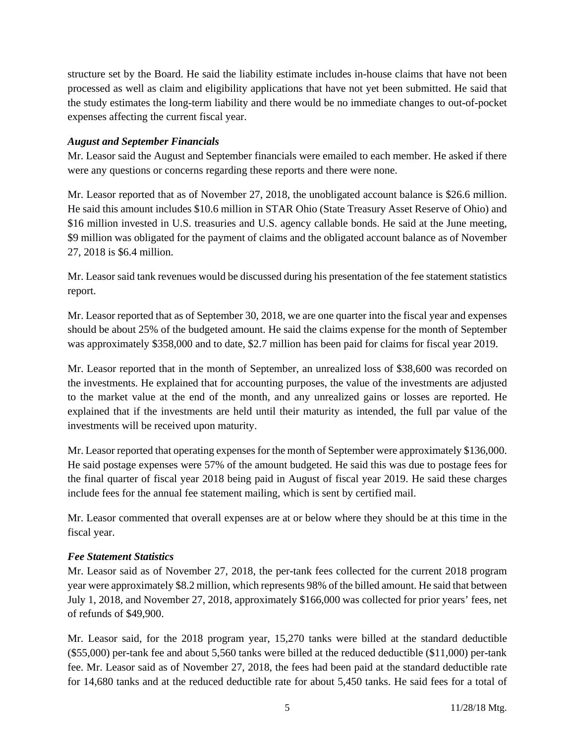structure set by the Board. He said the liability estimate includes in-house claims that have not been processed as well as claim and eligibility applications that have not yet been submitted. He said that the study estimates the long-term liability and there would be no immediate changes to out-of-pocket expenses affecting the current fiscal year.

### *August and September Financials*

Mr. Leasor said the August and September financials were emailed to each member. He asked if there were any questions or concerns regarding these reports and there were none.

Mr. Leasor reported that as of November 27, 2018, the unobligated account balance is $26.6 million. He said this amount includes $10.6 million in STAR Ohio (State Treasury Asset Reserve of Ohio) and $16 million invested in U.S. treasuries and U.S. agency callable bonds. He said at the June meeting, $9 million was obligated for the payment of claims and the obligated account balance as of November 27, 2018 is $6.4 million.

Mr. Leasor said tank revenues would be discussed during his presentation of the fee statement statistics report.

Mr. Leasor reported that as of September 30, 2018, we are one quarter into the fiscal year and expenses should be about 25% of the budgeted amount. He said the claims expense for the month of September was approximately $358,000 and to date, $2.7 million has been paid for claims for fiscal year 2019.

Mr. Leasor reported that in the month of September, an unrealized loss of $38,600 was recorded on the investments. He explained that for accounting purposes, the value of the investments are adjusted to the market value at the end of the month, and any unrealized gains or losses are reported. He explained that if the investments are held until their maturity as intended, the full par value of the investments will be received upon maturity.

Mr. Leasor reported that operating expenses for the month of September were approximately $136,000. He said postage expenses were 57% of the amount budgeted. He said this was due to postage fees for the final quarter of fiscal year 2018 being paid in August of fiscal year 2019. He said these charges include fees for the annual fee statement mailing, which is sent by certified mail.

Mr. Leasor commented that overall expenses are at or below where they should be at this time in the fiscal year.

### *Fee Statement Statistics*

Mr. Leasor said as of November 27, 2018, the per-tank fees collected for the current 2018 program year were approximately $8.2 million, which represents 98% of the billed amount. He said that between July 1, 2018, and November 27, 2018, approximately $166,000 was collected for prior years' fees, net of refunds of $49,900.

Mr. Leasor said, for the 2018 program year, 15,270 tanks were billed at the standard deductible ($55,000) per-tank fee and about 5,560 tanks were billed at the reduced deductible ($11,000) per-tank fee. Mr. Leasor said as of November 27, 2018, the fees had been paid at the standard deductible rate for 14,680 tanks and at the reduced deductible rate for about 5,450 tanks. He said fees for a total of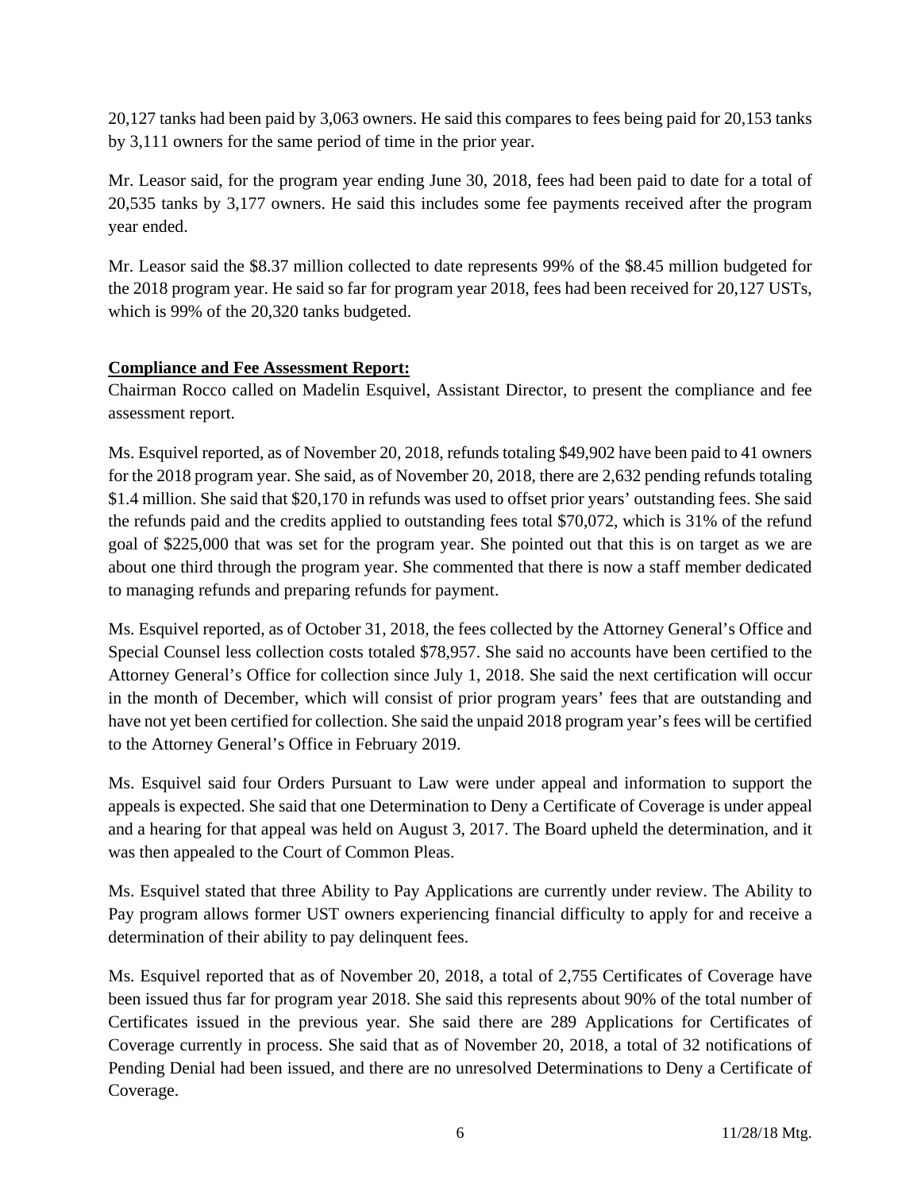20,127 tanks had been paid by 3,063 owners. He said this compares to fees being paid for 20,153 tanks by 3,111 owners for the same period of time in the prior year.

Mr. Leasor said, for the program year ending June 30, 2018, fees had been paid to date for a total of 20,535 tanks by 3,177 owners. He said this includes some fee payments received after the program year ended.

Mr. Leasor said the $8.37 million collected to date represents 99% of the $8.45 million budgeted for the 2018 program year. He said so far for program year 2018, fees had been received for 20,127 USTs, which is 99% of the 20,320 tanks budgeted.

**Compliance and Fee Assessment Report:**

Chairman Rocco called on Madelin Esquivel, Assistant Director, to present the compliance and fee assessment report.

Ms. Esquivel reported, as of November 20, 2018, refunds totaling $49,902 have been paid to 41 owners for the 2018 program year. She said, as of November 20, 2018, there are 2,632 pending refunds totaling $1.4 million. She said that $20,170 in refunds was used to offset prior years' outstanding fees. She said the refunds paid and the credits applied to outstanding fees total $70,072, which is 31% of the refund goal of $225,000 that was set for the program year. She pointed out that this is on target as we are about one third through the program year. She commented that there is now a staff member dedicated to managing refunds and preparing refunds for payment.

Ms. Esquivel reported, as of October 31, 2018, the fees collected by the Attorney General's Office and Special Counsel less collection costs totaled $78,957. She said no accounts have been certified to the Attorney General's Office for collection since July 1, 2018. She said the next certification will occur in the month of December, which will consist of prior program years' fees that are outstanding and have not yet been certified for collection. She said the unpaid 2018 program year's fees will be certified to the Attorney General's Office in February 2019.

Ms. Esquivel said four Orders Pursuant to Law were under appeal and information to support the appeals is expected. She said that one Determination to Deny a Certificate of Coverage is under appeal and a hearing for that appeal was held on August 3, 2017. The Board upheld the determination, and it was then appealed to the Court of Common Pleas.

Ms. Esquivel stated that three Ability to Pay Applications are currently under review. The Ability to Pay program allows former UST owners experiencing financial difficulty to apply for and receive a determination of their ability to pay delinquent fees.

Ms. Esquivel reported that as of November 20, 2018, a total of 2,755 Certificates of Coverage have been issued thus far for program year 2018. She said this represents about 90% of the total number of Certificates issued in the previous year. She said there are 289 Applications for Certificates of Coverage currently in process. She said that as of November 20, 2018, a total of 32 notifications of Pending Denial had been issued, and there are no unresolved Determinations to Deny a Certificate of Coverage.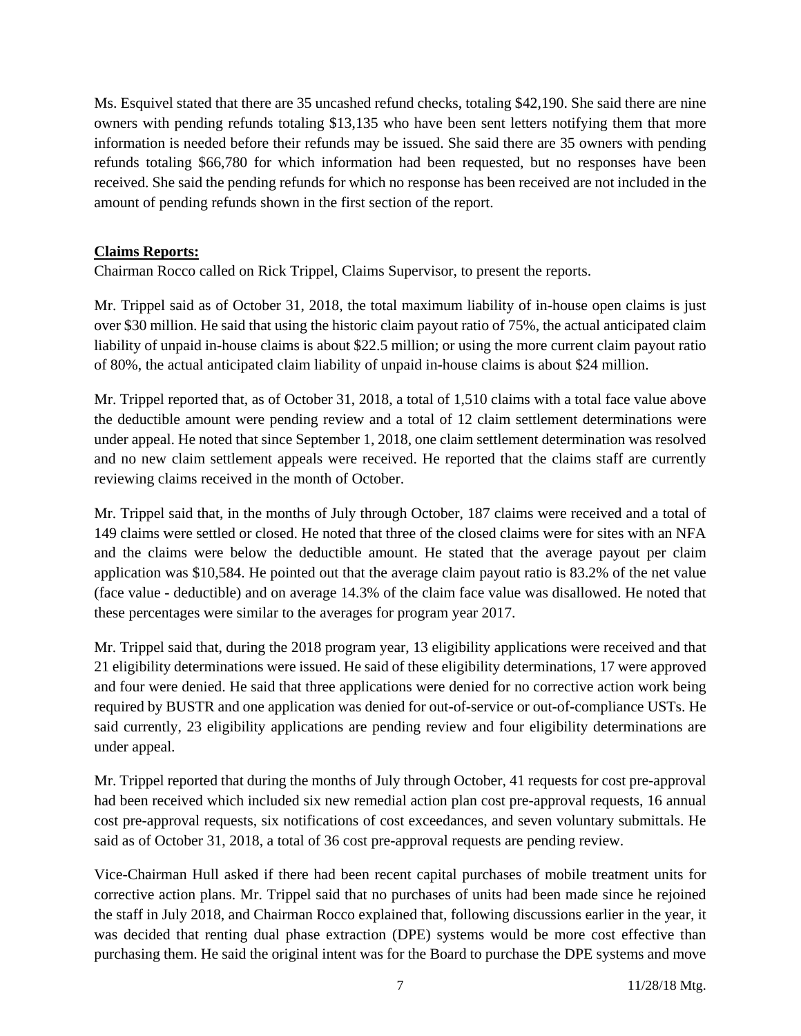Ms. Esquivel stated that there are 35 uncashed refund checks, totaling $42,190. She said there are nine owners with pending refunds totaling $13,135 who have been sent letters notifying them that more information is needed before their refunds may be issued. She said there are 35 owners with pending refunds totaling $66,780 for which information had been requested, but no responses have been received. She said the pending refunds for which no response has been received are not included in the amount of pending refunds shown in the first section of the report.

**Claims Reports:**

Chairman Rocco called on Rick Trippel, Claims Supervisor, to present the reports.

Mr. Trippel said as of October 31, 2018, the total maximum liability of in-house open claims is just over $30 million. He said that using the historic claim payout ratio of 75%, the actual anticipated claim liability of unpaid in-house claims is about $22.5 million; or using the more current claim payout ratio of 80%, the actual anticipated claim liability of unpaid in-house claims is about $24 million.

Mr. Trippel reported that, as of October 31, 2018, a total of 1,510 claims with a total face value above the deductible amount were pending review and a total of 12 claim settlement determinations were under appeal. He noted that since September 1, 2018, one claim settlement determination was resolved and no new claim settlement appeals were received. He reported that the claims staff are currently reviewing claims received in the month of October.

Mr. Trippel said that, in the months of July through October, 187 claims were received and a total of 149 claims were settled or closed. He noted that three of the closed claims were for sites with an NFA and the claims were below the deductible amount. He stated that the average payout per claim application was $10,584. He pointed out that the average claim payout ratio is 83.2% of the net value (face value - deductible) and on average 14.3% of the claim face value was disallowed. He noted that these percentages were similar to the averages for program year 2017.

Mr. Trippel said that, during the 2018 program year, 13 eligibility applications were received and that 21 eligibility determinations were issued. He said of these eligibility determinations, 17 were approved and four were denied. He said that three applications were denied for no corrective action work being required by BUSTR and one application was denied for out-of-service or out-of-compliance USTs. He said currently, 23 eligibility applications are pending review and four eligibility determinations are under appeal.

Mr. Trippel reported that during the months of July through October, 41 requests for cost pre-approval had been received which included six new remedial action plan cost pre-approval requests, 16 annual cost pre-approval requests, six notifications of cost exceedances, and seven voluntary submittals. He said as of October 31, 2018, a total of 36 cost pre-approval requests are pending review.

Vice-Chairman Hull asked if there had been recent capital purchases of mobile treatment units for corrective action plans. Mr. Trippel said that no purchases of units had been made since he rejoined the staff in July 2018, and Chairman Rocco explained that, following discussions earlier in the year, it was decided that renting dual phase extraction (DPE) systems would be more cost effective than purchasing them. He said the original intent was for the Board to purchase the DPE systems and move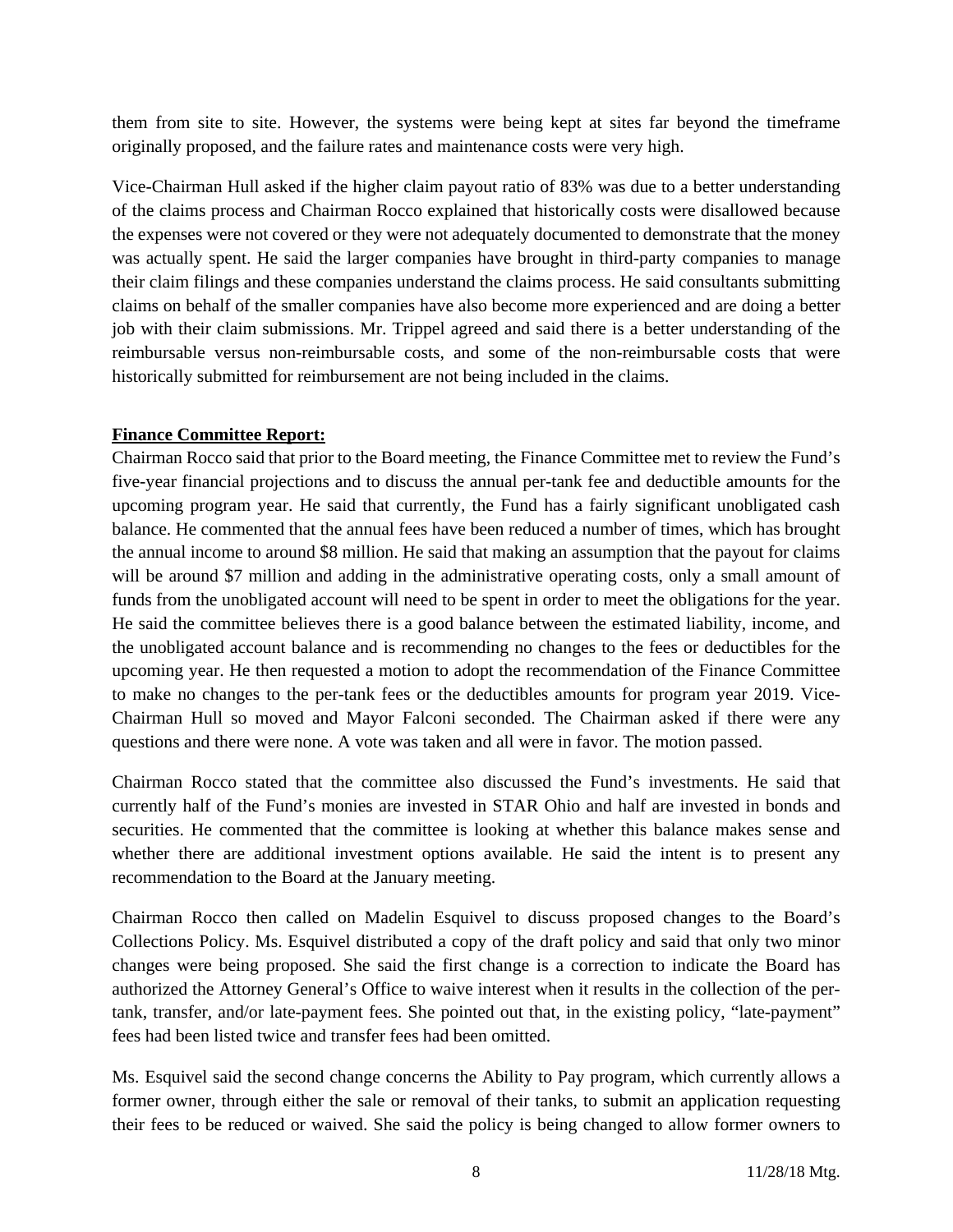them from site to site. However, the systems were being kept at sites far beyond the timeframe originally proposed, and the failure rates and maintenance costs were very high.

Vice-Chairman Hull asked if the higher claim payout ratio of 83% was due to a better understanding of the claims process and Chairman Rocco explained that historically costs were disallowed because the expenses were not covered or they were not adequately documented to demonstrate that the money was actually spent. He said the larger companies have brought in third-party companies to manage their claim filings and these companies understand the claims process. He said consultants submitting claims on behalf of the smaller companies have also become more experienced and are doing a better job with their claim submissions. Mr. Trippel agreed and said there is a better understanding of the reimbursable versus non-reimbursable costs, and some of the non-reimbursable costs that were historically submitted for reimbursement are not being included in the claims.

**Finance Committee Report:**

Chairman Rocco said that prior to the Board meeting, the Finance Committee met to review the Fund's five-year financial projections and to discuss the annual per-tank fee and deductible amounts for the upcoming program year. He said that currently, the Fund has a fairly significant unobligated cash balance. He commented that the annual fees have been reduced a number of times, which has brought the annual income to around $8 million. He said that making an assumption that the payout for claims will be around $7 million and adding in the administrative operating costs, only a small amount of funds from the unobligated account will need to be spent in order to meet the obligations for the year. He said the committee believes there is a good balance between the estimated liability, income, and the unobligated account balance and is recommending no changes to the fees or deductibles for the upcoming year. He then requested a motion to adopt the recommendation of the Finance Committee to make no changes to the per-tank fees or the deductibles amounts for program year 2019. Vice-Chairman Hull so moved and Mayor Falconi seconded. The Chairman asked if there were any questions and there were none. A vote was taken and all were in favor. The motion passed.

Chairman Rocco stated that the committee also discussed the Fund's investments. He said that currently half of the Fund's monies are invested in STAR Ohio and half are invested in bonds and securities. He commented that the committee is looking at whether this balance makes sense and whether there are additional investment options available. He said the intent is to present any recommendation to the Board at the January meeting.

Chairman Rocco then called on Madelin Esquivel to discuss proposed changes to the Board's Collections Policy. Ms. Esquivel distributed a copy of the draft policy and said that only two minor changes were being proposed. She said the first change is a correction to indicate the Board has authorized the Attorney General's Office to waive interest when it results in the collection of the per-tank, transfer, and/or late-payment fees. She pointed out that, in the existing policy, "late-payment" fees had been listed twice and transfer fees had been omitted.

Ms. Esquivel said the second change concerns the Ability to Pay program, which currently allows a former owner, through either the sale or removal of their tanks, to submit an application requesting their fees to be reduced or waived. She said the policy is being changed to allow former owners to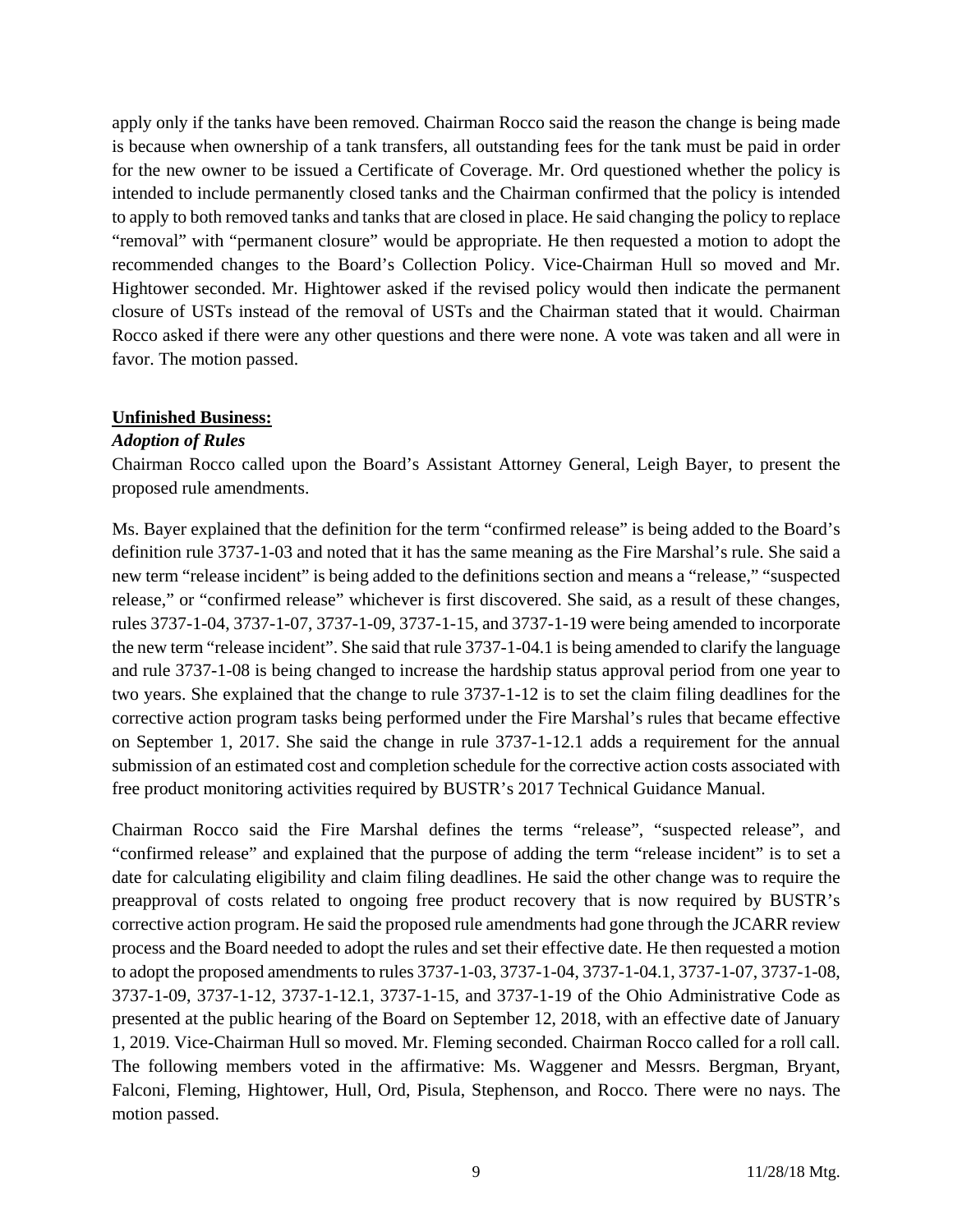apply only if the tanks have been removed. Chairman Rocco said the reason the change is being made is because when ownership of a tank transfers, all outstanding fees for the tank must be paid in order for the new owner to be issued a Certificate of Coverage. Mr. Ord questioned whether the policy is intended to include permanently closed tanks and the Chairman confirmed that the policy is intended to apply to both removed tanks and tanks that are closed in place. He said changing the policy to replace "removal" with "permanent closure" would be appropriate. He then requested a motion to adopt the recommended changes to the Board's Collection Policy. Vice-Chairman Hull so moved and Mr. Hightower seconded. Mr. Hightower asked if the revised policy would then indicate the permanent closure of USTs instead of the removal of USTs and the Chairman stated that it would. Chairman Rocco asked if there were any other questions and there were none. A vote was taken and all were in favor. The motion passed.

**Unfinished Business:**

***Adoption of Rules***

Chairman Rocco called upon the Board's Assistant Attorney General, Leigh Bayer, to present the proposed rule amendments.

Ms. Bayer explained that the definition for the term "confirmed release" is being added to the Board's definition rule 3737-1-03 and noted that it has the same meaning as the Fire Marshal's rule. She said a new term "release incident" is being added to the definitions section and means a "release," "suspected release," or "confirmed release" whichever is first discovered. She said, as a result of these changes, rules 3737-1-04, 3737-1-07, 3737-1-09, 3737-1-15, and 3737-1-19 were being amended to incorporate the new term "release incident". She said that rule 3737-1-04.1 is being amended to clarify the language and rule 3737-1-08 is being changed to increase the hardship status approval period from one year to two years. She explained that the change to rule 3737-1-12 is to set the claim filing deadlines for the corrective action program tasks being performed under the Fire Marshal's rules that became effective on September 1, 2017. She said the change in rule 3737-1-12.1 adds a requirement for the annual submission of an estimated cost and completion schedule for the corrective action costs associated with free product monitoring activities required by BUSTR's 2017 Technical Guidance Manual.

Chairman Rocco said the Fire Marshal defines the terms "release", "suspected release", and "confirmed release" and explained that the purpose of adding the term "release incident" is to set a date for calculating eligibility and claim filing deadlines. He said the other change was to require the preapproval of costs related to ongoing free product recovery that is now required by BUSTR's corrective action program. He said the proposed rule amendments had gone through the JCARR review process and the Board needed to adopt the rules and set their effective date. He then requested a motion to adopt the proposed amendments to rules 3737-1-03, 3737-1-04, 3737-1-04.1, 3737-1-07, 3737-1-08, 3737-1-09, 3737-1-12, 3737-1-12.1, 3737-1-15, and 3737-1-19 of the Ohio Administrative Code as presented at the public hearing of the Board on September 12, 2018, with an effective date of January 1, 2019. Vice-Chairman Hull so moved. Mr. Fleming seconded. Chairman Rocco called for a roll call. The following members voted in the affirmative: Ms. Waggener and Messrs. Bergman, Bryant, Falconi, Fleming, Hightower, Hull, Ord, Pisula, Stephenson, and Rocco. There were no nays. The motion passed.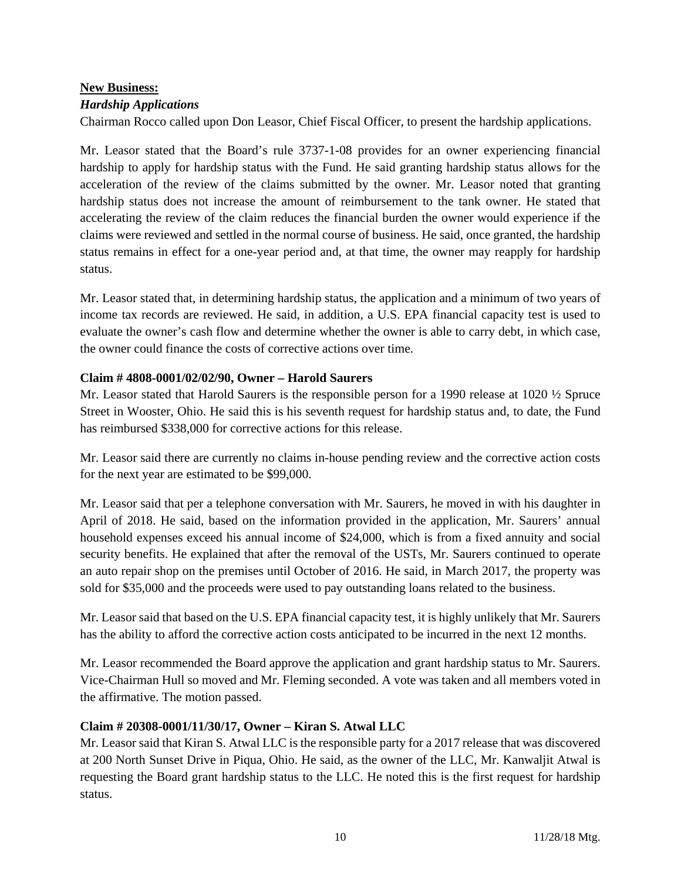**<u>New Business:</u>**

***Hardship Applications***

Chairman Rocco called upon Don Leasor, Chief Fiscal Officer, to present the hardship applications.

Mr. Leasor stated that the Board's rule 3737-1-08 provides for an owner experiencing financial hardship to apply for hardship status with the Fund. He said granting hardship status allows for the acceleration of the review of the claims submitted by the owner. Mr. Leasor noted that granting hardship status does not increase the amount of reimbursement to the tank owner. He stated that accelerating the review of the claim reduces the financial burden the owner would experience if the claims were reviewed and settled in the normal course of business. He said, once granted, the hardship status remains in effect for a one-year period and, at that time, the owner may reapply for hardship status.

Mr. Leasor stated that, in determining hardship status, the application and a minimum of two years of income tax records are reviewed. He said, in addition, a U.S. EPA financial capacity test is used to evaluate the owner's cash flow and determine whether the owner is able to carry debt, in which case, the owner could finance the costs of corrective actions over time.

**Claim # 4808-0001/02/02/90, Owner – Harold Saurers**

Mr. Leasor stated that Harold Saurers is the responsible person for a 1990 release at 1020 ½ Spruce Street in Wooster, Ohio. He said this is his seventh request for hardship status and, to date, the Fund has reimbursed $338,000 for corrective actions for this release.

Mr. Leasor said there are currently no claims in-house pending review and the corrective action costs for the next year are estimated to be $99,000.

Mr. Leasor said that per a telephone conversation with Mr. Saurers, he moved in with his daughter in April of 2018. He said, based on the information provided in the application, Mr. Saurers' annual household expenses exceed his annual income of $24,000, which is from a fixed annuity and social security benefits. He explained that after the removal of the USTs, Mr. Saurers continued to operate an auto repair shop on the premises until October of 2016. He said, in March 2017, the property was sold for $35,000 and the proceeds were used to pay outstanding loans related to the business.

Mr. Leasor said that based on the U.S. EPA financial capacity test, it is highly unlikely that Mr. Saurers has the ability to afford the corrective action costs anticipated to be incurred in the next 12 months.

Mr. Leasor recommended the Board approve the application and grant hardship status to Mr. Saurers. Vice-Chairman Hull so moved and Mr. Fleming seconded. A vote was taken and all members voted in the affirmative. The motion passed.

**Claim # 20308-0001/11/30/17, Owner – Kiran S. Atwal LLC**

Mr. Leasor said that Kiran S. Atwal LLC is the responsible party for a 2017 release that was discovered at 200 North Sunset Drive in Piqua, Ohio. He said, as the owner of the LLC, Mr. Kanwaljit Atwal is requesting the Board grant hardship status to the LLC. He noted this is the first request for hardship status.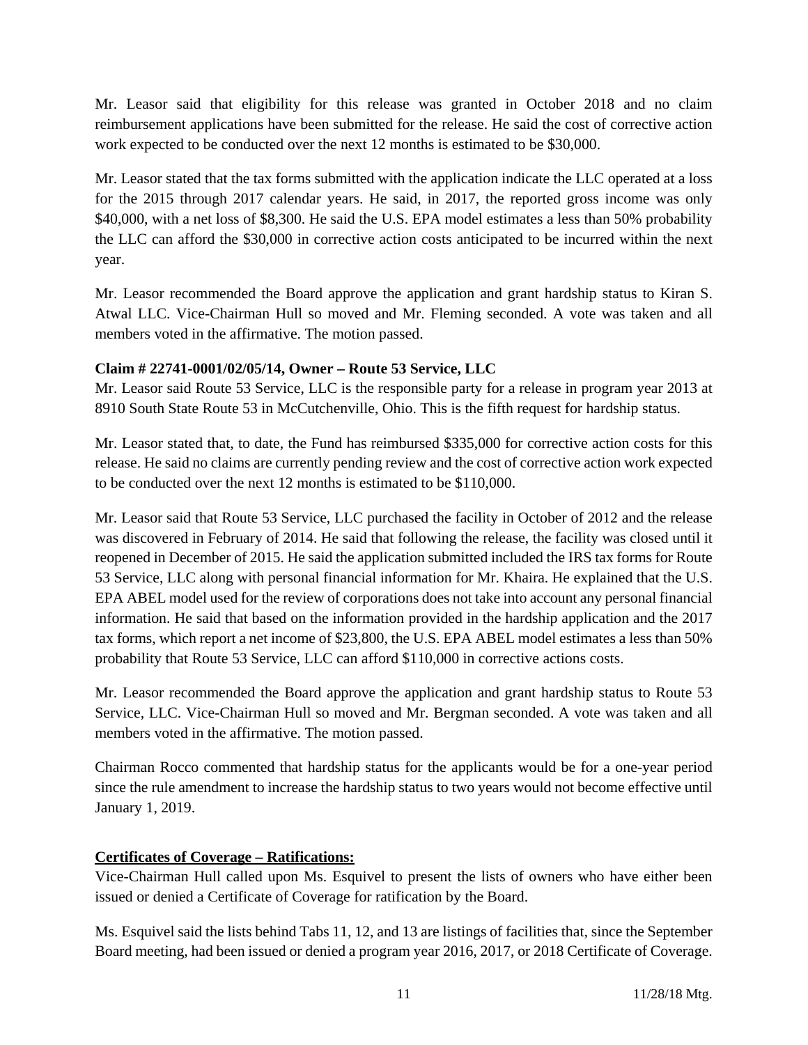Mr. Leasor said that eligibility for this release was granted in October 2018 and no claim reimbursement applications have been submitted for the release. He said the cost of corrective action work expected to be conducted over the next 12 months is estimated to be $30,000.

Mr. Leasor stated that the tax forms submitted with the application indicate the LLC operated at a loss for the 2015 through 2017 calendar years. He said, in 2017, the reported gross income was only $40,000, with a net loss of $8,300. He said the U.S. EPA model estimates a less than 50% probability the LLC can afford the $30,000 in corrective action costs anticipated to be incurred within the next year.

Mr. Leasor recommended the Board approve the application and grant hardship status to Kiran S. Atwal LLC. Vice-Chairman Hull so moved and Mr. Fleming seconded. A vote was taken and all members voted in the affirmative. The motion passed.

**Claim # 22741-0001/02/05/14, Owner – Route 53 Service, LLC**

Mr. Leasor said Route 53 Service, LLC is the responsible party for a release in program year 2013 at 8910 South State Route 53 in McCutchenville, Ohio. This is the fifth request for hardship status.

Mr. Leasor stated that, to date, the Fund has reimbursed $335,000 for corrective action costs for this release. He said no claims are currently pending review and the cost of corrective action work expected to be conducted over the next 12 months is estimated to be $110,000.

Mr. Leasor said that Route 53 Service, LLC purchased the facility in October of 2012 and the release was discovered in February of 2014. He said that following the release, the facility was closed until it reopened in December of 2015. He said the application submitted included the IRS tax forms for Route 53 Service, LLC along with personal financial information for Mr. Khaira. He explained that the U.S. EPA ABEL model used for the review of corporations does not take into account any personal financial information. He said that based on the information provided in the hardship application and the 2017 tax forms, which report a net income of $23,800, the U.S. EPA ABEL model estimates a less than 50% probability that Route 53 Service, LLC can afford $110,000 in corrective actions costs.

Mr. Leasor recommended the Board approve the application and grant hardship status to Route 53 Service, LLC. Vice-Chairman Hull so moved and Mr. Bergman seconded. A vote was taken and all members voted in the affirmative. The motion passed.

Chairman Rocco commented that hardship status for the applicants would be for a one-year period since the rule amendment to increase the hardship status to two years would not become effective until January 1, 2019.

**Certificates of Coverage – Ratifications:**

Vice-Chairman Hull called upon Ms. Esquivel to present the lists of owners who have either been issued or denied a Certificate of Coverage for ratification by the Board.

Ms. Esquivel said the lists behind Tabs 11, 12, and 13 are listings of facilities that, since the September Board meeting, had been issued or denied a program year 2016, 2017, or 2018 Certificate of Coverage.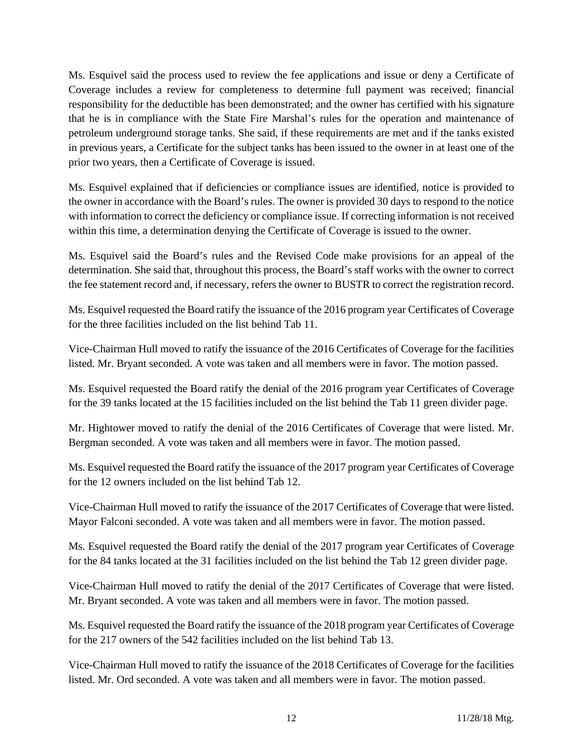Ms. Esquivel said the process used to review the fee applications and issue or deny a Certificate of Coverage includes a review for completeness to determine full payment was received; financial responsibility for the deductible has been demonstrated; and the owner has certified with his signature that he is in compliance with the State Fire Marshal's rules for the operation and maintenance of petroleum underground storage tanks. She said, if these requirements are met and if the tanks existed in previous years, a Certificate for the subject tanks has been issued to the owner in at least one of the prior two years, then a Certificate of Coverage is issued.

Ms. Esquivel explained that if deficiencies or compliance issues are identified, notice is provided to the owner in accordance with the Board's rules. The owner is provided 30 days to respond to the notice with information to correct the deficiency or compliance issue. If correcting information is not received within this time, a determination denying the Certificate of Coverage is issued to the owner.

Ms. Esquivel said the Board's rules and the Revised Code make provisions for an appeal of the determination. She said that, throughout this process, the Board's staff works with the owner to correct the fee statement record and, if necessary, refers the owner to BUSTR to correct the registration record.

Ms. Esquivel requested the Board ratify the issuance of the 2016 program year Certificates of Coverage for the three facilities included on the list behind Tab 11.

Vice-Chairman Hull moved to ratify the issuance of the 2016 Certificates of Coverage for the facilities listed. Mr. Bryant seconded. A vote was taken and all members were in favor. The motion passed.

Ms. Esquivel requested the Board ratify the denial of the 2016 program year Certificates of Coverage for the 39 tanks located at the 15 facilities included on the list behind the Tab 11 green divider page.

Mr. Hightower moved to ratify the denial of the 2016 Certificates of Coverage that were listed. Mr. Bergman seconded. A vote was taken and all members were in favor. The motion passed.

Ms. Esquivel requested the Board ratify the issuance of the 2017 program year Certificates of Coverage for the 12 owners included on the list behind Tab 12.

Vice-Chairman Hull moved to ratify the issuance of the 2017 Certificates of Coverage that were listed. Mayor Falconi seconded. A vote was taken and all members were in favor. The motion passed.

Ms. Esquivel requested the Board ratify the denial of the 2017 program year Certificates of Coverage for the 84 tanks located at the 31 facilities included on the list behind the Tab 12 green divider page.

Vice-Chairman Hull moved to ratify the denial of the 2017 Certificates of Coverage that were listed. Mr. Bryant seconded. A vote was taken and all members were in favor. The motion passed.

Ms. Esquivel requested the Board ratify the issuance of the 2018 program year Certificates of Coverage for the 217 owners of the 542 facilities included on the list behind Tab 13.

Vice-Chairman Hull moved to ratify the issuance of the 2018 Certificates of Coverage for the facilities listed. Mr. Ord seconded. A vote was taken and all members were in favor. The motion passed.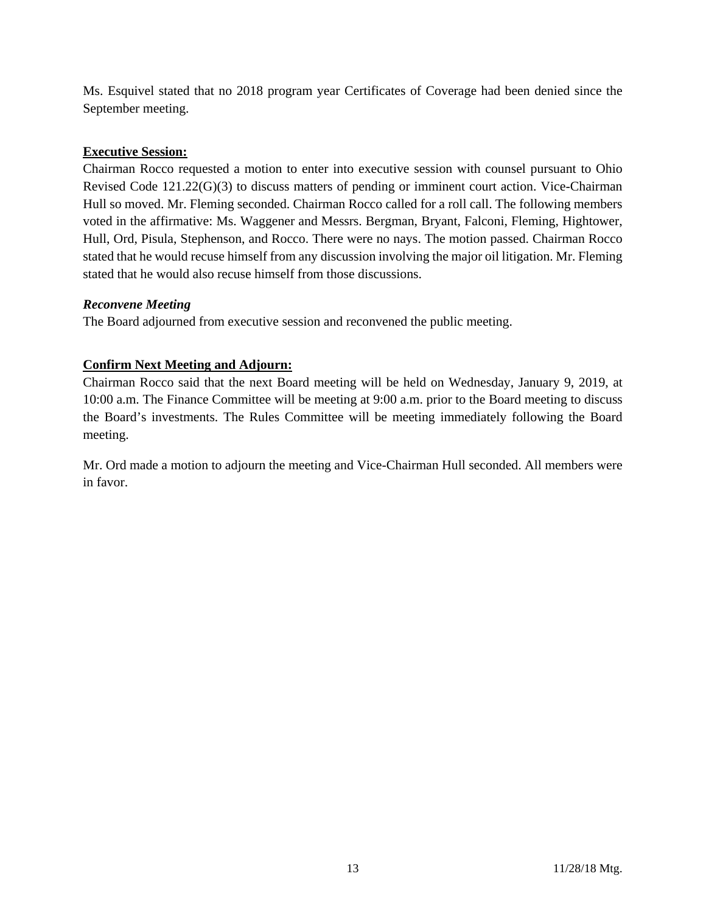Ms. Esquivel stated that no 2018 program year Certificates of Coverage had been denied since the September meeting.

**Executive Session:**

Chairman Rocco requested a motion to enter into executive session with counsel pursuant to Ohio Revised Code 121.22(G)(3) to discuss matters of pending or imminent court action. Vice-Chairman Hull so moved. Mr. Fleming seconded. Chairman Rocco called for a roll call. The following members voted in the affirmative: Ms. Waggener and Messrs. Bergman, Bryant, Falconi, Fleming, Hightower, Hull, Ord, Pisula, Stephenson, and Rocco. There were no nays. The motion passed. Chairman Rocco stated that he would recuse himself from any discussion involving the major oil litigation. Mr. Fleming stated that he would also recuse himself from those discussions.

***Reconvene Meeting***

The Board adjourned from executive session and reconvened the public meeting.

**Confirm Next Meeting and Adjourn:**

Chairman Rocco said that the next Board meeting will be held on Wednesday, January 9, 2019, at 10:00 a.m. The Finance Committee will be meeting at 9:00 a.m. prior to the Board meeting to discuss the Board's investments. The Rules Committee will be meeting immediately following the Board meeting.

Mr. Ord made a motion to adjourn the meeting and Vice-Chairman Hull seconded. All members were in favor.